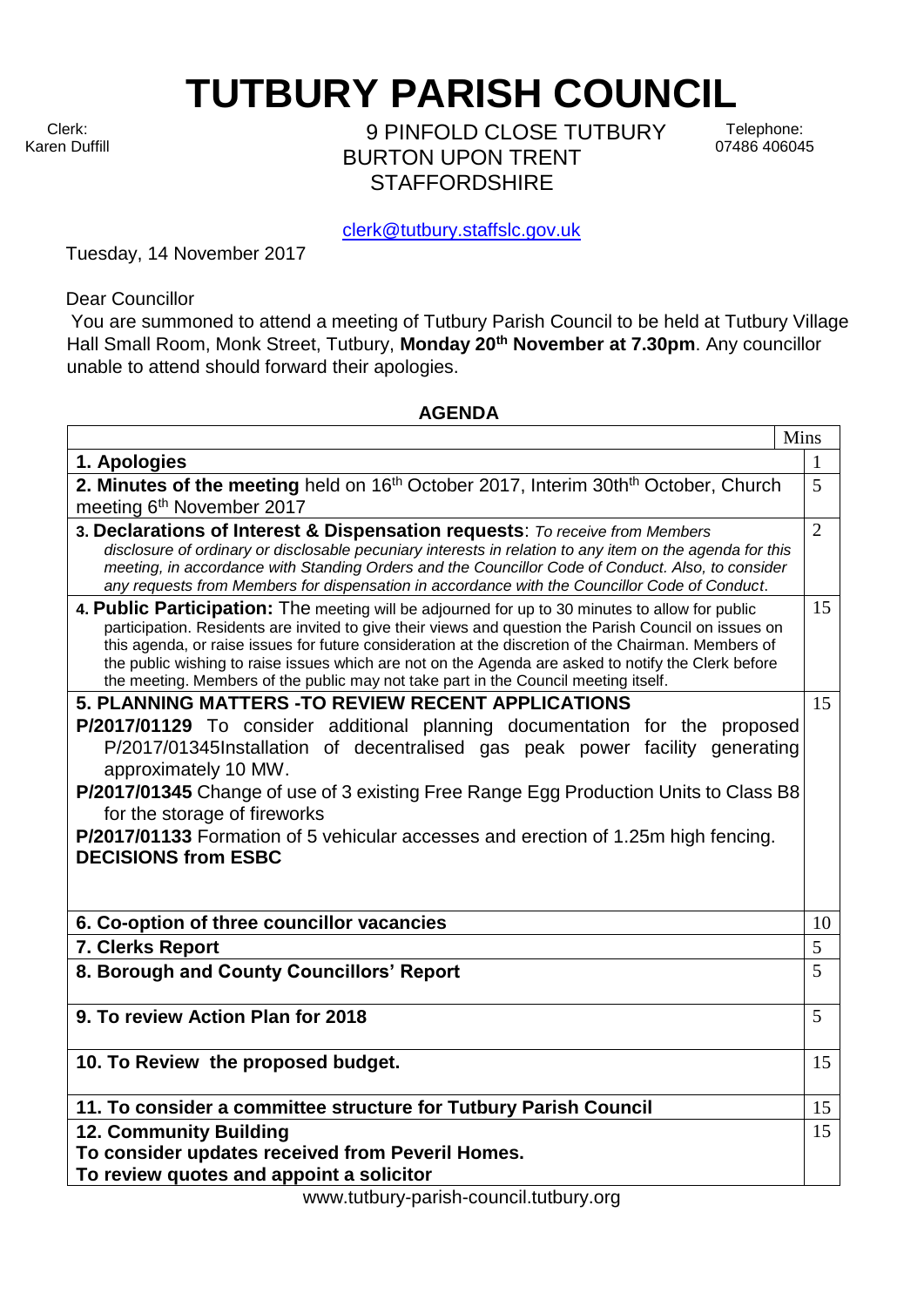# TUTBURY PARISH COUNCIL

Clerk:
Karen Duffill

9 PINFOLD CLOSE TUTBURY
BURTON UPON TRENT
STAFFORDSHIRE

Telephone:
07486 406045

clerk@tutbury.staffslc.gov.uk

Tuesday, 14 November 2017

Dear Councillor

You are summoned to attend a meeting of Tutbury Parish Council to be held at Tutbury Village Hall Small Room, Monk Street, Tutbury, **Monday 20th November at 7.30pm**. Any councillor unable to attend should forward their apologies.

## AGENDA

| | Mins |
|---|---|
| **1. Apologies** | 1 |
| **2. Minutes of the meeting** held on 16th October 2017, Interim 30thth October, Church meeting 6th November 2017 | 5 |
| **3. Declarations of Interest & Dispensation requests**: *To receive from Members disclosure of ordinary or disclosable pecuniary interests in relation to any item on the agenda for this meeting, in accordance with Standing Orders and the Councillor Code of Conduct. Also, to consider any requests from Members for dispensation in accordance with the Councillor Code of Conduct.* | 2 |
| **4. Public Participation:** The meeting will be adjourned for up to 30 minutes to allow for public participation. Residents are invited to give their views and question the Parish Council on issues on this agenda, or raise issues for future consideration at the discretion of the Chairman. Members of the public wishing to raise issues which are not on the Agenda are asked to notify the Clerk before the meeting. Members of the public may not take part in the Council meeting itself. | 15 |
| **5. PLANNING MATTERS -TO REVIEW RECENT APPLICATIONS**<br>**P/2017/01129** To consider additional planning documentation for the proposed P/2017/01345Installation of decentralised gas peak power facility generating approximately 10 MW.<br>**P/2017/01345** Change of use of 3 existing Free Range Egg Production Units to Class B8 for the storage of fireworks<br>**P/2017/01133** Formation of 5 vehicular accesses and erection of 1.25m high fencing.<br>**DECISIONS from ESBC** | 15 |
| **6. Co-option of three councillor vacancies** | 10 |
| **7. Clerks Report** | 5 |
| **8. Borough and County Councillors' Report** | 5 |
| **9. To review Action Plan for 2018** | 5 |
| **10. To Review the proposed budget.** | 15 |
| **11. To consider a committee structure for Tutbury Parish Council** | 15 |
| **12. Community Building**<br>**To consider updates received from Peveril Homes.**<br>**To review quotes and appoint a solicitor** | 15 |

www.tutbury-parish-council.tutbury.org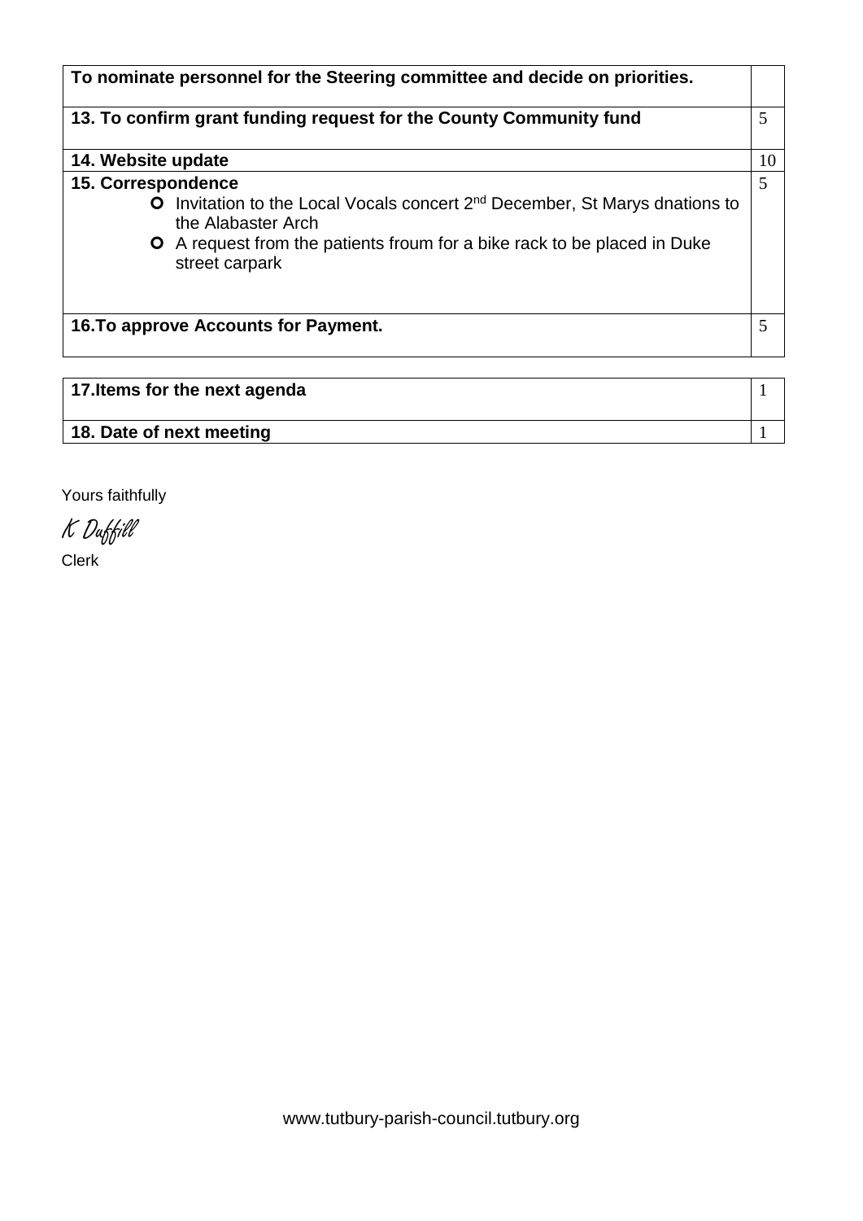| | |
|---|---|
| **To nominate personnel for the Steering committee and decide on priorities.** | |
| **13. To confirm grant funding request for the County Community fund** | 5 |
| **14. Website update** | 10 |
| **15. Correspondence**<br>• Invitation to the Local Vocals concert 2nd December, St Marys dnations to the Alabaster Arch<br>• A request from the patients froum for a bike rack to be placed in Duke street carpark | 5 |
| **16.To approve Accounts for Payment.** | 5 |
| **17.Items for the next agenda** | 1 |
| **18. Date of next meeting** | 1 |

Yours faithfully

*K Duffill*

Clerk

www.tutbury-parish-council.tutbury.org